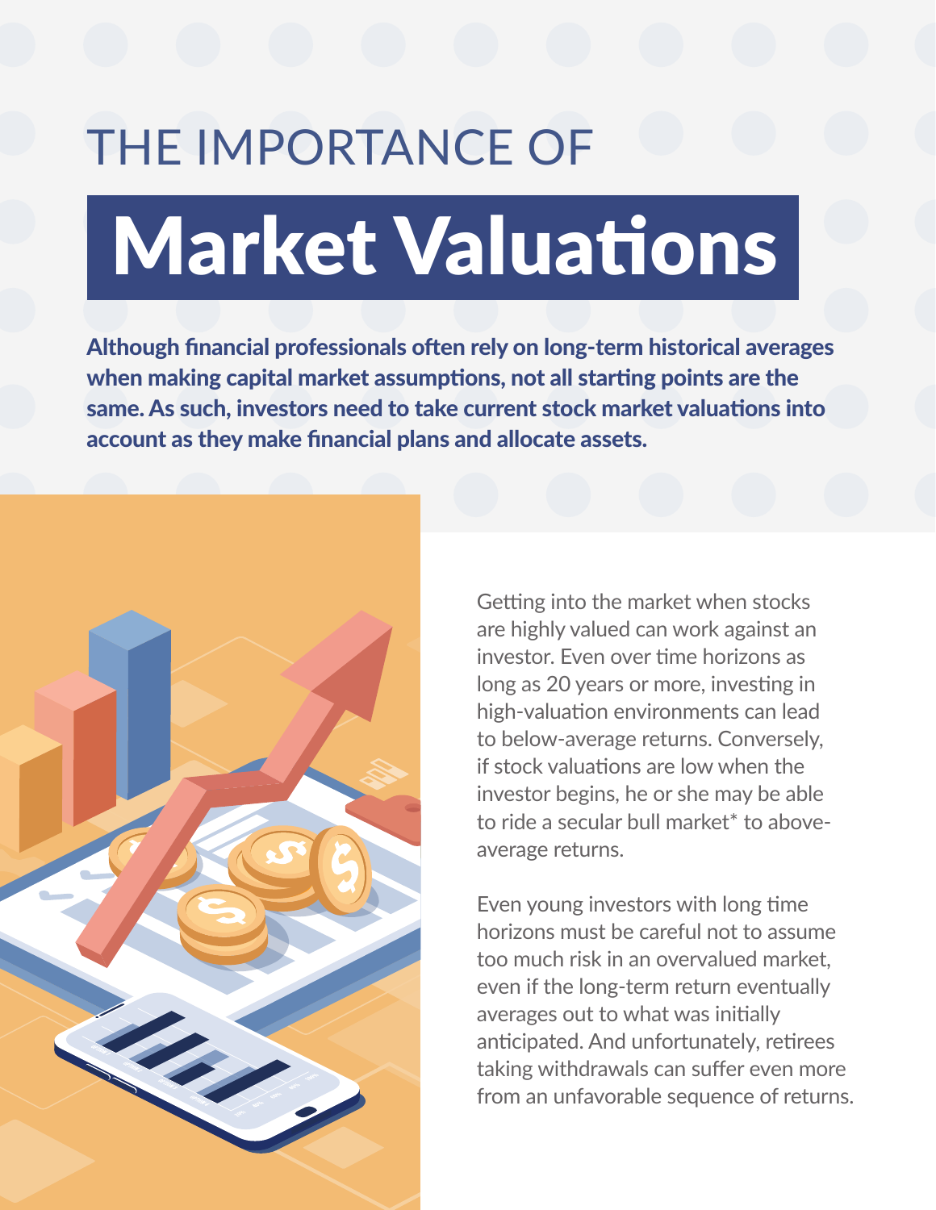# THE IMPORTANCE OF Market Valuations

**Although financial professionals often rely on long-term historical averages when making capital market assumptions, not all starting points are the same. As such, investors need to take current stock market valuations into account as they make financial plans and allocate assets.**

Getting into the market when stocks are highly valued can work against an investor. Even over time horizons as long as 20 years or more, investing in high-valuation environments can lead to below-average returns. Conversely, if stock valuations are low when the investor begins, he or she may be able to ride a secular bull market* to above-average returns.

Even young investors with long time horizons must be careful not to assume too much risk in an overvalued market, even if the long-term return eventually averages out to what was initially anticipated. And unfortunately, retirees taking withdrawals can suffer even more from an unfavorable sequence of returns.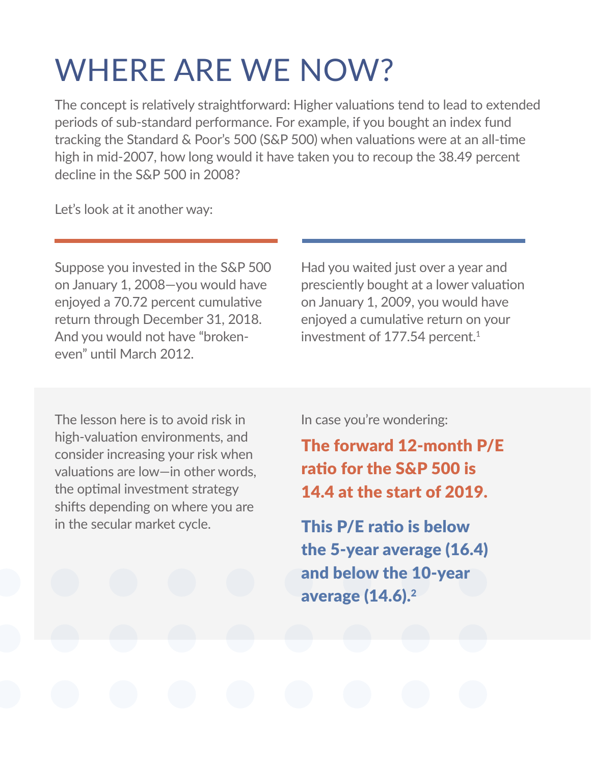# WHERE ARE WE NOW?

The concept is relatively straightforward: Higher valuations tend to lead to extended periods of sub-standard performance. For example, if you bought an index fund tracking the Standard & Poor's 500 (S&P 500) when valuations were at an all-time high in mid-2007, how long would it have taken you to recoup the 38.49 percent decline in the S&P 500 in 2008?

Let's look at it another way:

Suppose you invested in the S&P 500 on January 1, 2008—you would have enjoyed a 70.72 percent cumulative return through December 31, 2018. And you would not have "broken-even" until March 2012.

Had you waited just over a year and presciently bought at a lower valuation on January 1, 2009, you would have enjoyed a cumulative return on your investment of 177.54 percent.[1]

The lesson here is to avoid risk in high-valuation environments, and consider increasing your risk when valuations are low—in other words, the optimal investment strategy shifts depending on where you are in the secular market cycle.

In case you're wondering:

**The forward 12-month P/E ratio for the S&P 500 is 14.4 at the start of 2019.**

**This P/E ratio is below the 5-year average (16.4) and below the 10-year average (14.6).[2]**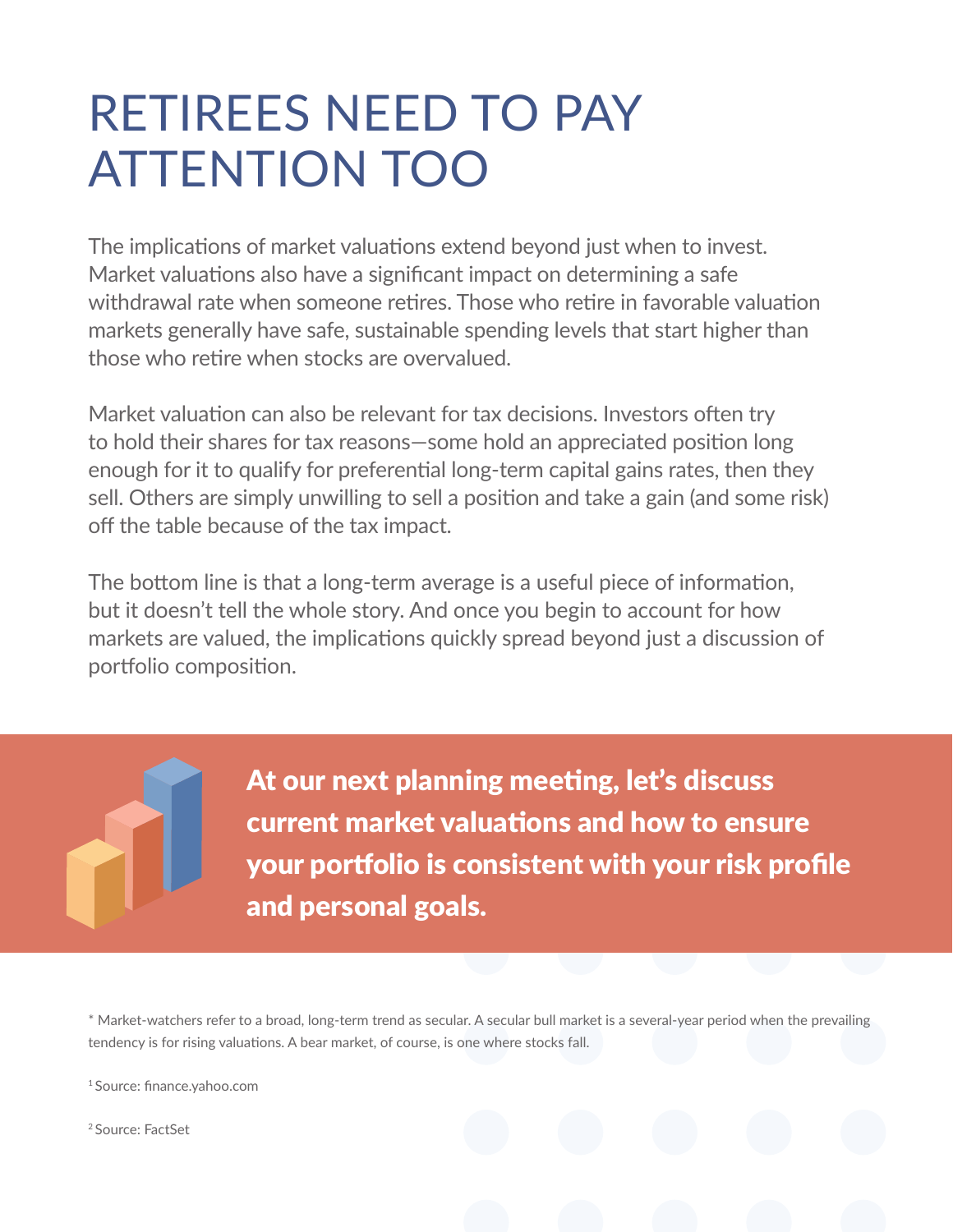# RETIREES NEED TO PAY ATTENTION TOO

The implications of market valuations extend beyond just when to invest. Market valuations also have a significant impact on determining a safe withdrawal rate when someone retires. Those who retire in favorable valuation markets generally have safe, sustainable spending levels that start higher than those who retire when stocks are overvalued.

Market valuation can also be relevant for tax decisions. Investors often try to hold their shares for tax reasons—some hold an appreciated position long enough for it to qualify for preferential long-term capital gains rates, then they sell. Others are simply unwilling to sell a position and take a gain (and some risk) off the table because of the tax impact.

The bottom line is that a long-term average is a useful piece of information, but it doesn't tell the whole story. And once you begin to account for how markets are valued, the implications quickly spread beyond just a discussion of portfolio composition.

**At our next planning meeting, let's discuss current market valuations and how to ensure your portfolio is consistent with your risk profile and personal goals.**

* Market-watchers refer to a broad, long-term trend as secular. A secular bull market is a several-year period when the prevailing tendency is for rising valuations. A bear market, of course, is one where stocks fall.

[1] Source: finance.yahoo.com

[2] Source: FactSet